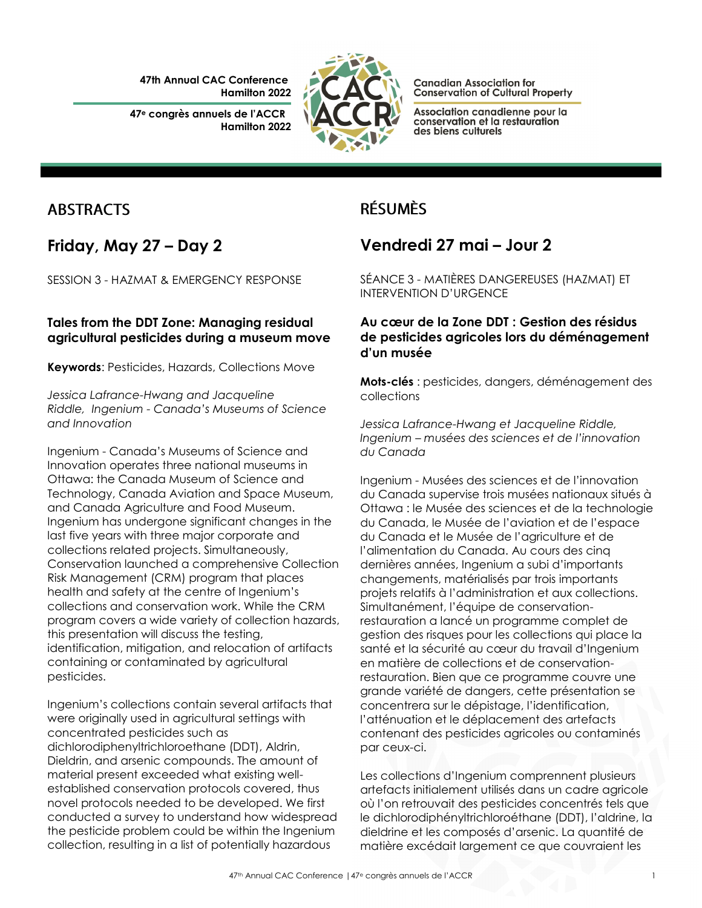47th Annual CAC Conference
Hamilton 2022

47e congrès annuels de l'ACCR
Hamilton 2022

Canadian Association for Conservation of Cultural Property

Association canadienne pour la conservation et la restauration des biens culturels

# ABSTRACTS

## Friday, May 27 – Day 2

SESSION 3 - HAZMAT & EMERGENCY RESPONSE

### Tales from the DDT Zone: Managing residual agricultural pesticides during a museum move

**Keywords**: Pesticides, Hazards, Collections Move

*Jessica Lafrance-Hwang and Jacqueline Riddle, Ingenium - Canada's Museums of Science and Innovation*

Ingenium - Canada's Museums of Science and Innovation operates three national museums in Ottawa: the Canada Museum of Science and Technology, Canada Aviation and Space Museum, and Canada Agriculture and Food Museum. Ingenium has undergone significant changes in the last five years with three major corporate and collections related projects. Simultaneously, Conservation launched a comprehensive Collection Risk Management (CRM) program that places health and safety at the centre of Ingenium's collections and conservation work. While the CRM program covers a wide variety of collection hazards, this presentation will discuss the testing, identification, mitigation, and relocation of artifacts containing or contaminated by agricultural pesticides.

Ingenium's collections contain several artifacts that were originally used in agricultural settings with concentrated pesticides such as dichlorodiphenyltrichloroethane (DDT), Aldrin, Dieldrin, and arsenic compounds. The amount of material present exceeded what existing well-established conservation protocols covered, thus novel protocols needed to be developed. We first conducted a survey to understand how widespread the pesticide problem could be within the Ingenium collection, resulting in a list of potentially hazardous

# RÉSUMÈS

## Vendredi 27 mai – Jour 2

SÉANCE 3 - MATIÈRES DANGEREUSES (HAZMAT) ET INTERVENTION D'URGENCE

### Au cœur de la Zone DDT : Gestion des résidus de pesticides agricoles lors du déménagement d'un musée

**Mots-clés** : pesticides, dangers, déménagement des collections

*Jessica Lafrance-Hwang et Jacqueline Riddle, Ingenium – musées des sciences et de l'innovation du Canada*

Ingenium - Musées des sciences et de l'innovation du Canada supervise trois musées nationaux situés à Ottawa : le Musée des sciences et de la technologie du Canada, le Musée de l'aviation et de l'espace du Canada et le Musée de l'agriculture et de l'alimentation du Canada. Au cours des cinq dernières années, Ingenium a subi d'importants changements, matérialisés par trois importants projets relatifs à l'administration et aux collections. Simultanément, l'équipe de conservation-restauration a lancé un programme complet de gestion des risques pour les collections qui place la santé et la sécurité au cœur du travail d'Ingenium en matière de collections et de conservation-restauration. Bien que ce programme couvre une grande variété de dangers, cette présentation se concentrera sur le dépistage, l'identification, l'atténuation et le déplacement des artefacts contenant des pesticides agricoles ou contaminés par ceux-ci.

Les collections d'Ingenium comprennent plusieurs artefacts initialement utilisés dans un cadre agricole où l'on retrouvait des pesticides concentrés tels que le dichlorodiphényltrichloroéthane (DDT), l'aldrine, la dieldrine et les composés d'arsenic. La quantité de matière excédait largement ce que couvraient les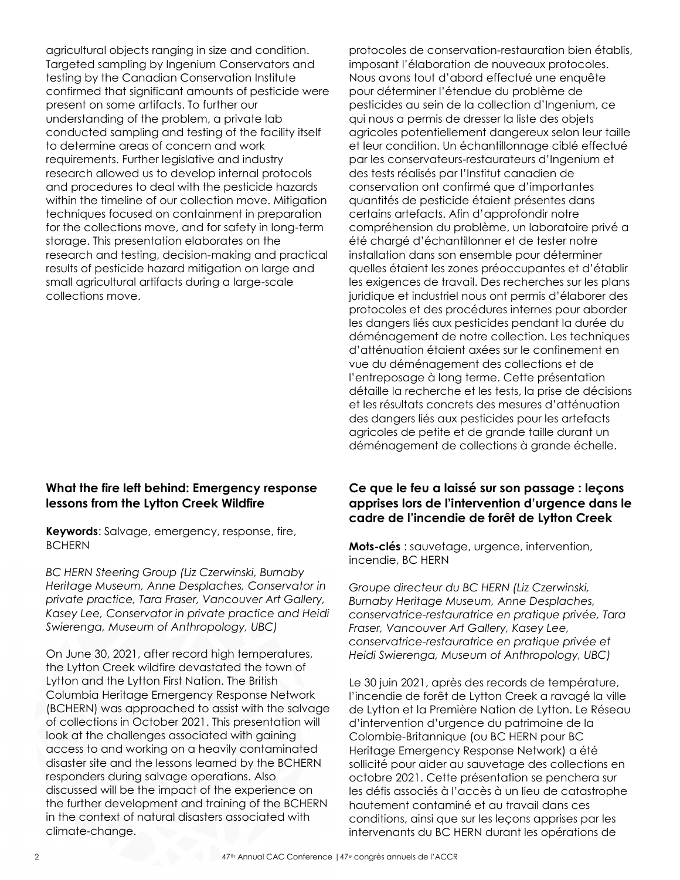agricultural objects ranging in size and condition. Targeted sampling by Ingenium Conservators and testing by the Canadian Conservation Institute confirmed that significant amounts of pesticide were present on some artifacts. To further our understanding of the problem, a private lab conducted sampling and testing of the facility itself to determine areas of concern and work requirements. Further legislative and industry research allowed us to develop internal protocols and procedures to deal with the pesticide hazards within the timeline of our collection move. Mitigation techniques focused on containment in preparation for the collections move, and for safety in long-term storage. This presentation elaborates on the research and testing, decision-making and practical results of pesticide hazard mitigation on large and small agricultural artifacts during a large-scale collections move.

protocoles de conservation-restauration bien établis, imposant l'élaboration de nouveaux protocoles. Nous avons tout d'abord effectué une enquête pour déterminer l'étendue du problème de pesticides au sein de la collection d'Ingenium, ce qui nous a permis de dresser la liste des objets agricoles potentiellement dangereux selon leur taille et leur condition. Un échantillonnage ciblé effectué par les conservateurs-restaurateurs d'Ingenium et des tests réalisés par l'Institut canadien de conservation ont confirmé que d'importantes quantités de pesticide étaient présentes dans certains artefacts. Afin d'approfondir notre compréhension du problème, un laboratoire privé a été chargé d'échantillonner et de tester notre installation dans son ensemble pour déterminer quelles étaient les zones préoccupantes et d'établir les exigences de travail. Des recherches sur les plans juridique et industriel nous ont permis d'élaborer des protocoles et des procédures internes pour aborder les dangers liés aux pesticides pendant la durée du déménagement de notre collection. Les techniques d'atténuation étaient axées sur le confinement en vue du déménagement des collections et de l'entreposage à long terme. Cette présentation détaille la recherche et les tests, la prise de décisions et les résultats concrets des mesures d'atténuation des dangers liés aux pesticides pour les artefacts agricoles de petite et de grande taille durant un déménagement de collections à grande échelle.

### What the fire left behind: Emergency response lessons from the Lytton Creek Wildfire

**Keywords**: Salvage, emergency, response, fire, BCHERN

*BC HERN Steering Group (Liz Czerwinski, Burnaby Heritage Museum, Anne Desplaches, Conservator in private practice, Tara Fraser, Vancouver Art Gallery, Kasey Lee, Conservator in private practice and Heidi Swierenga, Museum of Anthropology, UBC)*

On June 30, 2021, after record high temperatures, the Lytton Creek wildfire devastated the town of Lytton and the Lytton First Nation. The British Columbia Heritage Emergency Response Network (BCHERN) was approached to assist with the salvage of collections in October 2021. This presentation will look at the challenges associated with gaining access to and working on a heavily contaminated disaster site and the lessons learned by the BCHERN responders during salvage operations. Also discussed will be the impact of the experience on the further development and training of the BCHERN in the context of natural disasters associated with climate-change.

### Ce que le feu a laissé sur son passage : leçons apprises lors de l'intervention d'urgence dans le cadre de l'incendie de forêt de Lytton Creek

**Mots-clés** : sauvetage, urgence, intervention, incendie, BC HERN

*Groupe directeur du BC HERN (Liz Czerwinski, Burnaby Heritage Museum, Anne Desplaches, conservatrice-restauratrice en pratique privée, Tara Fraser, Vancouver Art Gallery, Kasey Lee, conservatrice-restauratrice en pratique privée et Heidi Swierenga, Museum of Anthropology, UBC)*

Le 30 juin 2021, après des records de température, l'incendie de forêt de Lytton Creek a ravagé la ville de Lytton et la Première Nation de Lytton. Le Réseau d'intervention d'urgence du patrimoine de la Colombie-Britannique (ou BC HERN pour BC Heritage Emergency Response Network) a été sollicité pour aider au sauvetage des collections en octobre 2021. Cette présentation se penchera sur les défis associés à l'accès à un lieu de catastrophe hautement contaminé et au travail dans ces conditions, ainsi que sur les leçons apprises par les intervenants du BC HERN durant les opérations de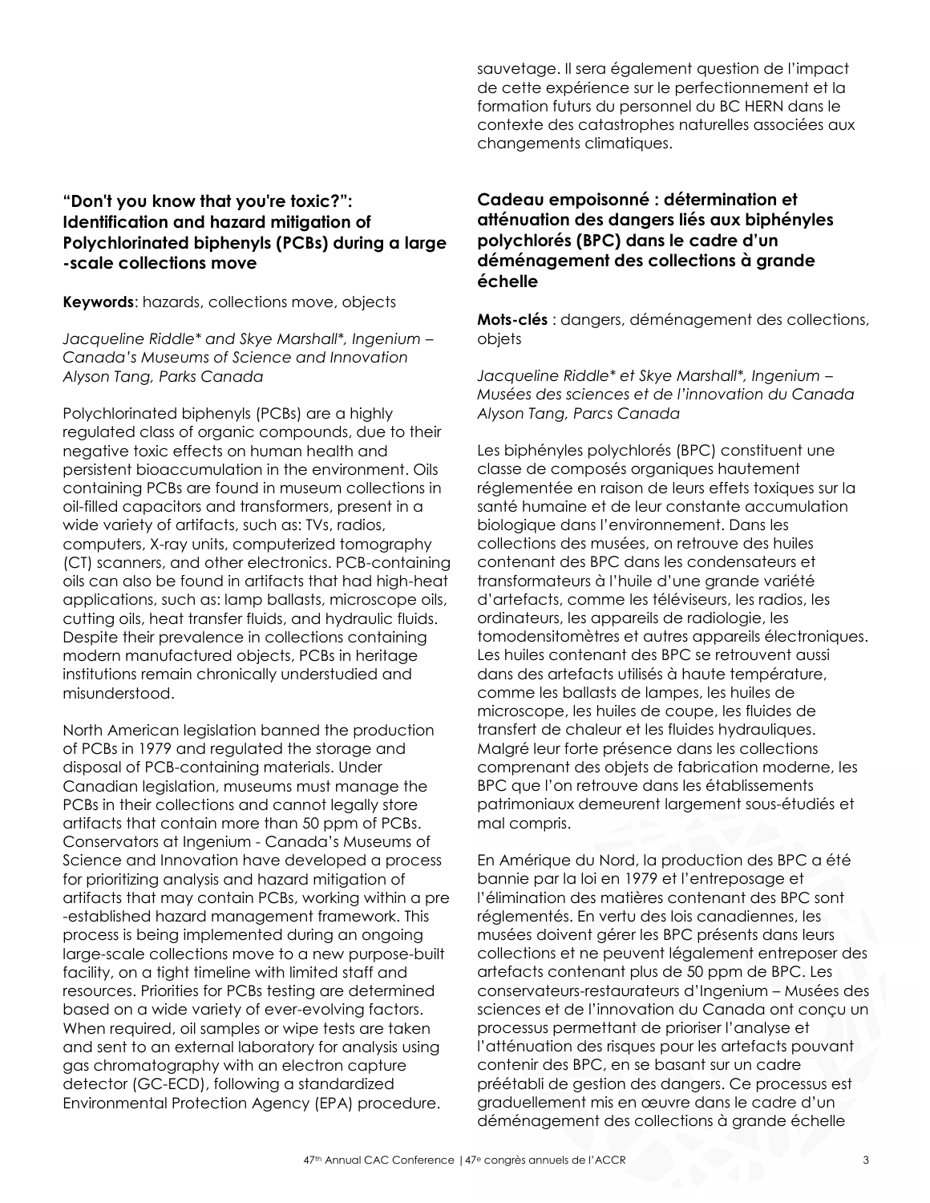sauvetage. Il sera également question de l'impact de cette expérience sur le perfectionnement et la formation futurs du personnel du BC HERN dans le contexte des catastrophes naturelles associées aux changements climatiques.

### "Don't you know that you're toxic?": Identification and hazard mitigation of Polychlorinated biphenyls (PCBs) during a large-scale collections move

**Keywords**: hazards, collections move, objects

*Jacqueline Riddle\* and Skye Marshall\*, Ingenium – Canada's Museums of Science and Innovation*
*Alyson Tang, Parks Canada*

Polychlorinated biphenyls (PCBs) are a highly regulated class of organic compounds, due to their negative toxic effects on human health and persistent bioaccumulation in the environment. Oils containing PCBs are found in museum collections in oil-filled capacitors and transformers, present in a wide variety of artifacts, such as: TVs, radios, computers, X-ray units, computerized tomography (CT) scanners, and other electronics. PCB-containing oils can also be found in artifacts that had high-heat applications, such as: lamp ballasts, microscope oils, cutting oils, heat transfer fluids, and hydraulic fluids. Despite their prevalence in collections containing modern manufactured objects, PCBs in heritage institutions remain chronically understudied and misunderstood.

North American legislation banned the production of PCBs in 1979 and regulated the storage and disposal of PCB-containing materials. Under Canadian legislation, museums must manage the PCBs in their collections and cannot legally store artifacts that contain more than 50 ppm of PCBs. Conservators at Ingenium - Canada's Museums of Science and Innovation have developed a process for prioritizing analysis and hazard mitigation of artifacts that may contain PCBs, working within a pre-established hazard management framework. This process is being implemented during an ongoing large-scale collections move to a new purpose-built facility, on a tight timeline with limited staff and resources. Priorities for PCBs testing are determined based on a wide variety of ever-evolving factors. When required, oil samples or wipe tests are taken and sent to an external laboratory for analysis using gas chromatography with an electron capture detector (GC-ECD), following a standardized Environmental Protection Agency (EPA) procedure.

### Cadeau empoisonné : détermination et atténuation des dangers liés aux biphényles polychlorés (BPC) dans le cadre d'un déménagement des collections à grande échelle

**Mots-clés** : dangers, déménagement des collections, objets

*Jacqueline Riddle\* et Skye Marshall\*, Ingenium – Musées des sciences et de l'innovation du Canada*
*Alyson Tang, Parcs Canada*

Les biphényles polychlorés (BPC) constituent une classe de composés organiques hautement réglementée en raison de leurs effets toxiques sur la santé humaine et de leur constante accumulation biologique dans l'environnement. Dans les collections des musées, on retrouve des huiles contenant des BPC dans les condensateurs et transformateurs à l'huile d'une grande variété d'artefacts, comme les téléviseurs, les radios, les ordinateurs, les appareils de radiologie, les tomodensitomètres et autres appareils électroniques. Les huiles contenant des BPC se retrouvent aussi dans des artefacts utilisés à haute température, comme les ballasts de lampes, les huiles de microscope, les huiles de coupe, les fluides de transfert de chaleur et les fluides hydrauliques. Malgré leur forte présence dans les collections comprenant des objets de fabrication moderne, les BPC que l'on retrouve dans les établissements patrimoniaux demeurent largement sous-étudiés et mal compris.

En Amérique du Nord, la production des BPC a été bannie par la loi en 1979 et l'entreposage et l'élimination des matières contenant des BPC sont réglementés. En vertu des lois canadiennes, les musées doivent gérer les BPC présents dans leurs collections et ne peuvent légalement entreposer des artefacts contenant plus de 50 ppm de BPC. Les conservateurs-restaurateurs d'Ingenium – Musées des sciences et de l'innovation du Canada ont conçu un processus permettant de prioriser l'analyse et l'atténuation des risques pour les artefacts pouvant contenir des BPC, en se basant sur un cadre préétabli de gestion des dangers. Ce processus est graduellement mis en œuvre dans le cadre d'un déménagement des collections à grande échelle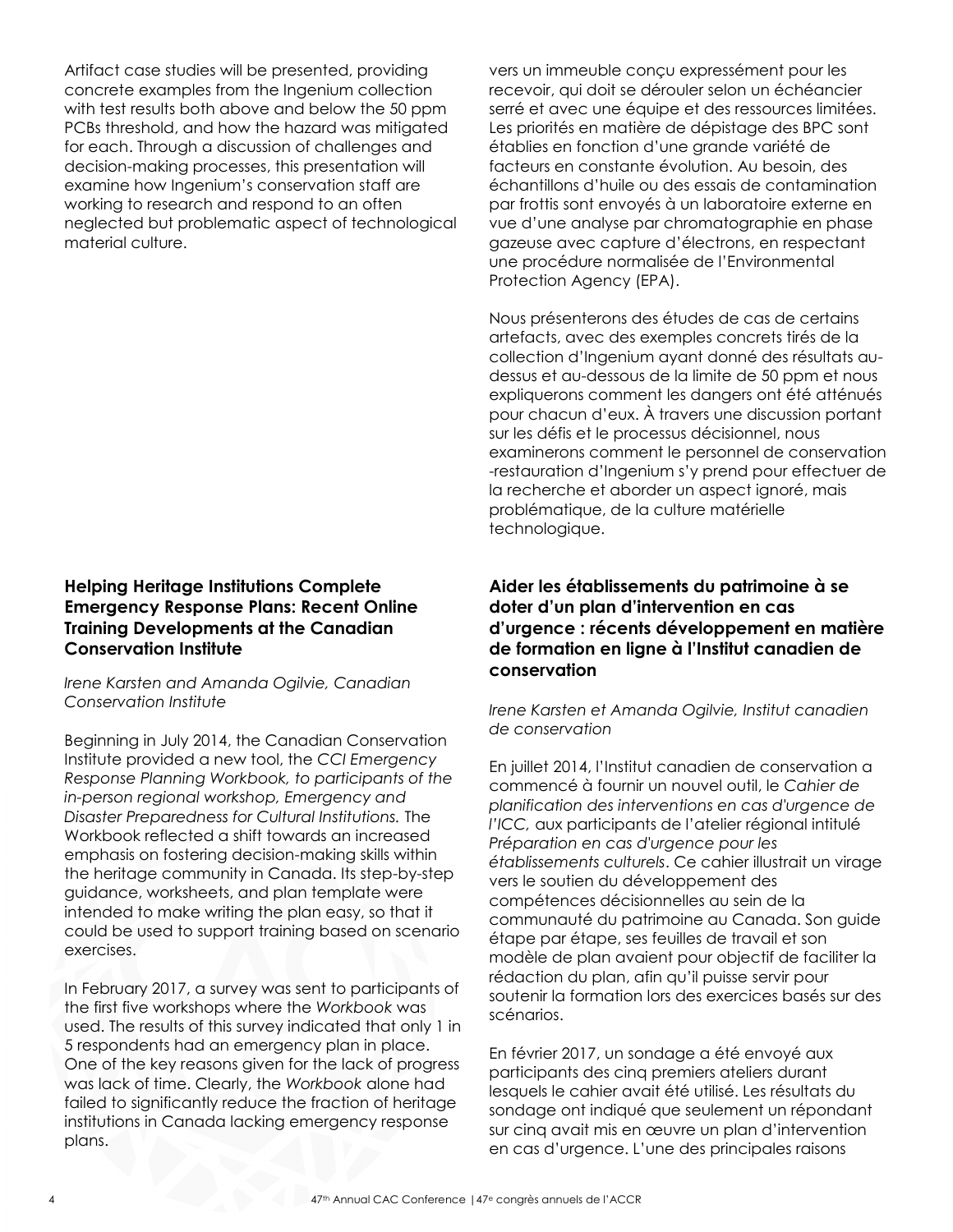Artifact case studies will be presented, providing concrete examples from the Ingenium collection with test results both above and below the 50 ppm PCBs threshold, and how the hazard was mitigated for each. Through a discussion of challenges and decision-making processes, this presentation will examine how Ingenium's conservation staff are working to research and respond to an often neglected but problematic aspect of technological material culture.

vers un immeuble conçu expressément pour les recevoir, qui doit se dérouler selon un échéancier serré et avec une équipe et des ressources limitées. Les priorités en matière de dépistage des BPC sont établies en fonction d'une grande variété de facteurs en constante évolution. Au besoin, des échantillons d'huile ou des essais de contamination par frottis sont envoyés à un laboratoire externe en vue d'une analyse par chromatographie en phase gazeuse avec capture d'électrons, en respectant une procédure normalisée de l'Environmental Protection Agency (EPA).

Nous présenterons des études de cas de certains artefacts, avec des exemples concrets tirés de la collection d'Ingenium ayant donné des résultats au-dessus et au-dessous de la limite de 50 ppm et nous expliquerons comment les dangers ont été atténués pour chacun d'eux. À travers une discussion portant sur les défis et le processus décisionnel, nous examinerons comment le personnel de conservation-restauration d'Ingenium s'y prend pour effectuer de la recherche et aborder un aspect ignoré, mais problématique, de la culture matérielle technologique.

### Helping Heritage Institutions Complete Emergency Response Plans: Recent Online Training Developments at the Canadian Conservation Institute

*Irene Karsten and Amanda Ogilvie, Canadian Conservation Institute*

Beginning in July 2014, the Canadian Conservation Institute provided a new tool, the *CCI Emergency Response Planning Workbook, to participants of the in-person regional workshop, Emergency and Disaster Preparedness for Cultural Institutions.* The Workbook reflected a shift towards an increased emphasis on fostering decision-making skills within the heritage community in Canada. Its step-by-step guidance, worksheets, and plan template were intended to make writing the plan easy, so that it could be used to support training based on scenario exercises.

In February 2017, a survey was sent to participants of the first five workshops where the *Workbook* was used. The results of this survey indicated that only 1 in 5 respondents had an emergency plan in place. One of the key reasons given for the lack of progress was lack of time. Clearly, the *Workbook* alone had failed to significantly reduce the fraction of heritage institutions in Canada lacking emergency response plans.

### Aider les établissements du patrimoine à se doter d'un plan d'intervention en cas d'urgence : récents développement en matière de formation en ligne à l'Institut canadien de conservation

*Irene Karsten et Amanda Ogilvie, Institut canadien de conservation*

En juillet 2014, l'Institut canadien de conservation a commencé à fournir un nouvel outil, le *Cahier de planification des interventions en cas d'urgence de l'ICC,* aux participants de l'atelier régional intitulé *Préparation en cas d'urgence pour les établissements culturels*. Ce cahier illustrait un virage vers le soutien du développement des compétences décisionnelles au sein de la communauté du patrimoine au Canada. Son guide étape par étape, ses feuilles de travail et son modèle de plan avaient pour objectif de faciliter la rédaction du plan, afin qu'il puisse servir pour soutenir la formation lors des exercices basés sur des scénarios.

En février 2017, un sondage a été envoyé aux participants des cinq premiers ateliers durant lesquels le cahier avait été utilisé. Les résultats du sondage ont indiqué que seulement un répondant sur cinq avait mis en œuvre un plan d'intervention en cas d'urgence. L'une des principales raisons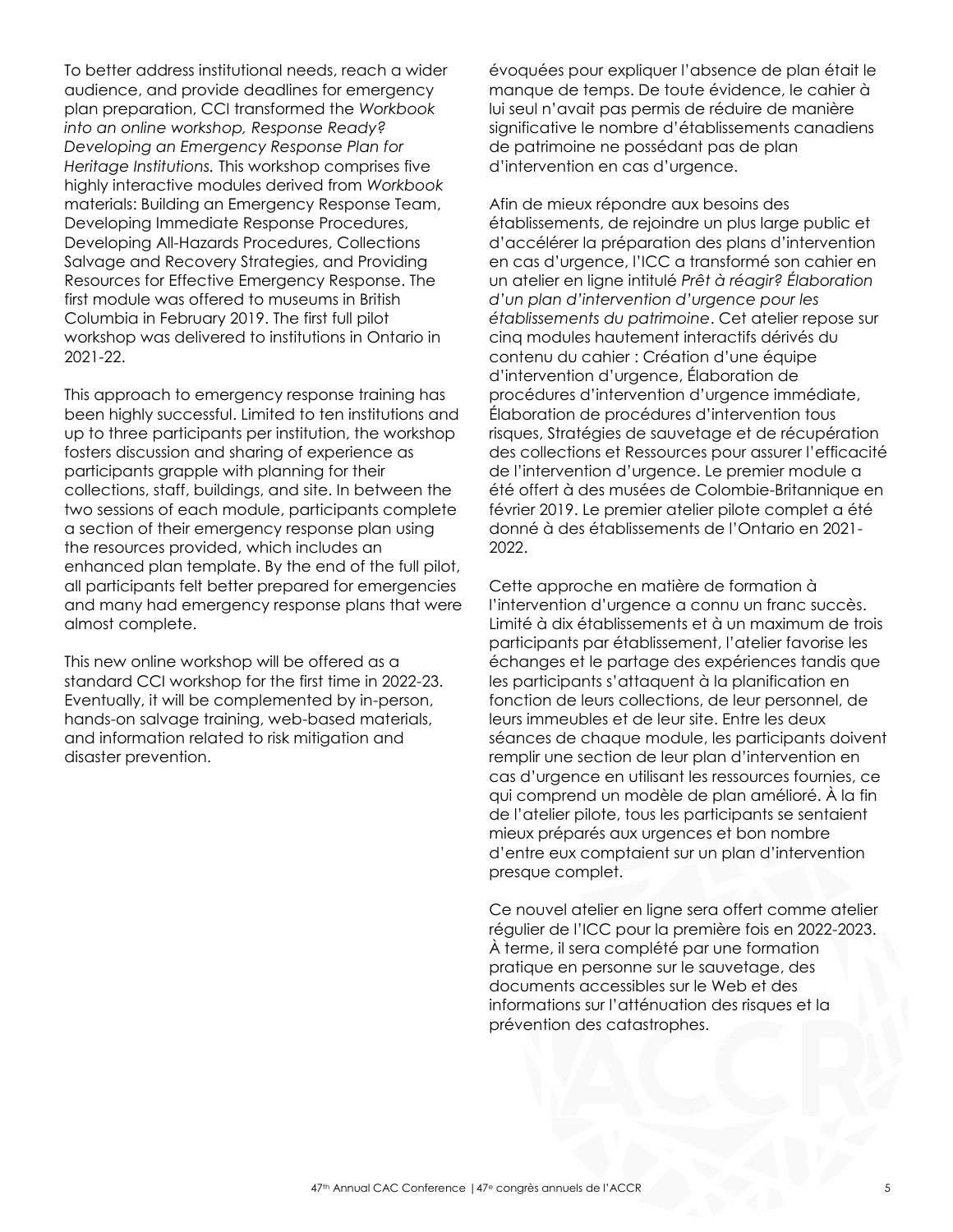To better address institutional needs, reach a wider audience, and provide deadlines for emergency plan preparation, CCI transformed the *Workbook into an online workshop, Response Ready? Developing an Emergency Response Plan for Heritage Institutions.* This workshop comprises five highly interactive modules derived from *Workbook* materials: Building an Emergency Response Team, Developing Immediate Response Procedures, Developing All-Hazards Procedures, Collections Salvage and Recovery Strategies, and Providing Resources for Effective Emergency Response. The first module was offered to museums in British Columbia in February 2019. The first full pilot workshop was delivered to institutions in Ontario in 2021-22.

This approach to emergency response training has been highly successful. Limited to ten institutions and up to three participants per institution, the workshop fosters discussion and sharing of experience as participants grapple with planning for their collections, staff, buildings, and site. In between the two sessions of each module, participants complete a section of their emergency response plan using the resources provided, which includes an enhanced plan template. By the end of the full pilot, all participants felt better prepared for emergencies and many had emergency response plans that were almost complete.

This new online workshop will be offered as a standard CCI workshop for the first time in 2022-23. Eventually, it will be complemented by in-person, hands-on salvage training, web-based materials, and information related to risk mitigation and disaster prevention.

évoquées pour expliquer l'absence de plan était le manque de temps. De toute évidence, le cahier à lui seul n'avait pas permis de réduire de manière significative le nombre d'établissements canadiens de patrimoine ne possédant pas de plan d'intervention en cas d'urgence.

Afin de mieux répondre aux besoins des établissements, de rejoindre un plus large public et d'accélérer la préparation des plans d'intervention en cas d'urgence, l'ICC a transformé son cahier en un atelier en ligne intitulé *Prêt à réagir? Élaboration d'un plan d'intervention d'urgence pour les établissements du patrimoine*. Cet atelier repose sur cinq modules hautement interactifs dérivés du contenu du cahier : Création d'une équipe d'intervention d'urgence, Élaboration de procédures d'intervention d'urgence immédiate, Élaboration de procédures d'intervention tous risques, Stratégies de sauvetage et de récupération des collections et Ressources pour assurer l'efficacité de l'intervention d'urgence. Le premier module a été offert à des musées de Colombie-Britannique en février 2019. Le premier atelier pilote complet a été donné à des établissements de l'Ontario en 2021-2022.

Cette approche en matière de formation à l'intervention d'urgence a connu un franc succès. Limité à dix établissements et à un maximum de trois participants par établissement, l'atelier favorise les échanges et le partage des expériences tandis que les participants s'attaquent à la planification en fonction de leurs collections, de leur personnel, de leurs immeubles et de leur site. Entre les deux séances de chaque module, les participants doivent remplir une section de leur plan d'intervention en cas d'urgence en utilisant les ressources fournies, ce qui comprend un modèle de plan amélioré. À la fin de l'atelier pilote, tous les participants se sentaient mieux préparés aux urgences et bon nombre d'entre eux comptaient sur un plan d'intervention presque complet.

Ce nouvel atelier en ligne sera offert comme atelier régulier de l'ICC pour la première fois en 2022-2023. À terme, il sera complété par une formation pratique en personne sur le sauvetage, des documents accessibles sur le Web et des informations sur l'atténuation des risques et la prévention des catastrophes.